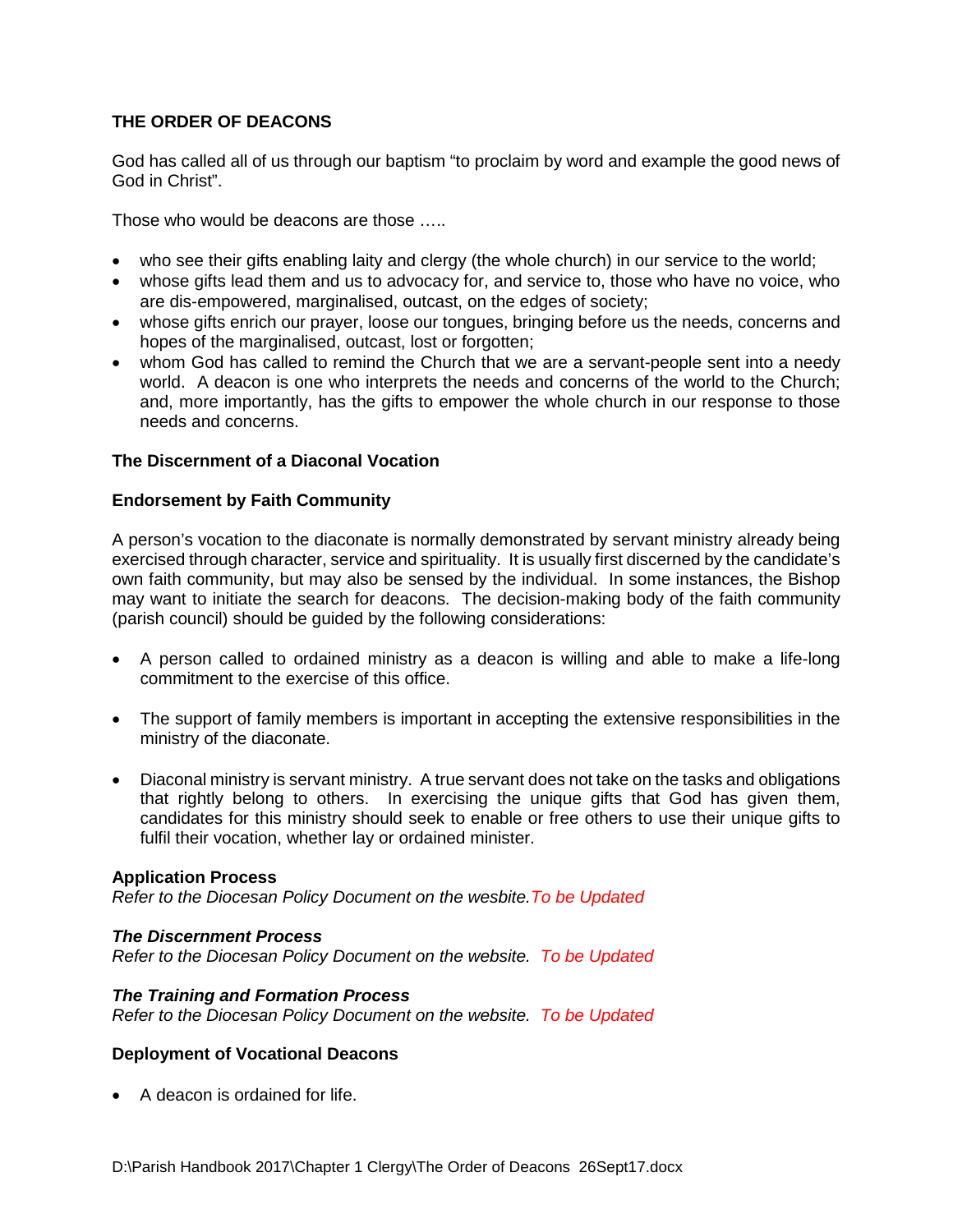**THE ORDER OF DEACONS**

God has called all of us through our baptism "to proclaim by word and example the good news of God in Christ".

Those who would be deacons are those …..

- who see their gifts enabling laity and clergy (the whole church) in our service to the world;
- whose gifts lead them and us to advocacy for, and service to, those who have no voice, who are dis-empowered, marginalised, outcast, on the edges of society;
- whose gifts enrich our prayer, loose our tongues, bringing before us the needs, concerns and hopes of the marginalised, outcast, lost or forgotten;
- whom God has called to remind the Church that we are a servant-people sent into a needy world. A deacon is one who interprets the needs and concerns of the world to the Church; and, more importantly, has the gifts to empower the whole church in our response to those needs and concerns.

**The Discernment of a Diaconal Vocation**

**Endorsement by Faith Community**

A person's vocation to the diaconate is normally demonstrated by servant ministry already being exercised through character, service and spirituality. It is usually first discerned by the candidate's own faith community, but may also be sensed by the individual. In some instances, the Bishop may want to initiate the search for deacons. The decision-making body of the faith community (parish council) should be guided by the following considerations:

- A person called to ordained ministry as a deacon is willing and able to make a life-long commitment to the exercise of this office.

- The support of family members is important in accepting the extensive responsibilities in the ministry of the diaconate.

- Diaconal ministry is servant ministry. A true servant does not take on the tasks and obligations that rightly belong to others. In exercising the unique gifts that God has given them, candidates for this ministry should seek to enable or free others to use their unique gifts to fulfil their vocation, whether lay or ordained minister.

**Application Process**
*Refer to the Diocesan Policy Document on the wesbite.To be Updated*

***The Discernment Process***
*Refer to the Diocesan Policy Document on the website. To be Updated*

***The Training and Formation Process***
*Refer to the Diocesan Policy Document on the website. To be Updated*

**Deployment of Vocational Deacons**

- A deacon is ordained for life.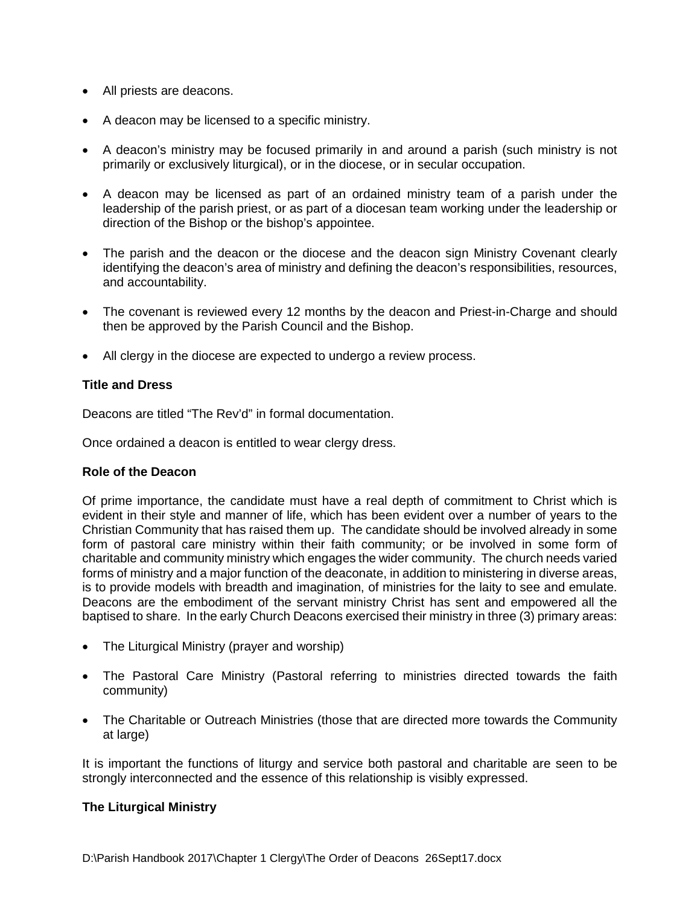- All priests are deacons.
- A deacon may be licensed to a specific ministry.
- A deacon's ministry may be focused primarily in and around a parish (such ministry is not primarily or exclusively liturgical), or in the diocese, or in secular occupation.
- A deacon may be licensed as part of an ordained ministry team of a parish under the leadership of the parish priest, or as part of a diocesan team working under the leadership or direction of the Bishop or the bishop's appointee.
- The parish and the deacon or the diocese and the deacon sign Ministry Covenant clearly identifying the deacon's area of ministry and defining the deacon's responsibilities, resources, and accountability.
- The covenant is reviewed every 12 months by the deacon and Priest-in-Charge and should then be approved by the Parish Council and the Bishop.
- All clergy in the diocese are expected to undergo a review process.

**Title and Dress**

Deacons are titled "The Rev'd" in formal documentation.

Once ordained a deacon is entitled to wear clergy dress.

**Role of the Deacon**

Of prime importance, the candidate must have a real depth of commitment to Christ which is evident in their style and manner of life, which has been evident over a number of years to the Christian Community that has raised them up. The candidate should be involved already in some form of pastoral care ministry within their faith community; or be involved in some form of charitable and community ministry which engages the wider community. The church needs varied forms of ministry and a major function of the deaconate, in addition to ministering in diverse areas, is to provide models with breadth and imagination, of ministries for the laity to see and emulate. Deacons are the embodiment of the servant ministry Christ has sent and empowered all the baptised to share. In the early Church Deacons exercised their ministry in three (3) primary areas:

- The Liturgical Ministry (prayer and worship)
- The Pastoral Care Ministry (Pastoral referring to ministries directed towards the faith community)
- The Charitable or Outreach Ministries (those that are directed more towards the Community at large)

It is important the functions of liturgy and service both pastoral and charitable are seen to be strongly interconnected and the essence of this relationship is visibly expressed.

**The Liturgical Ministry**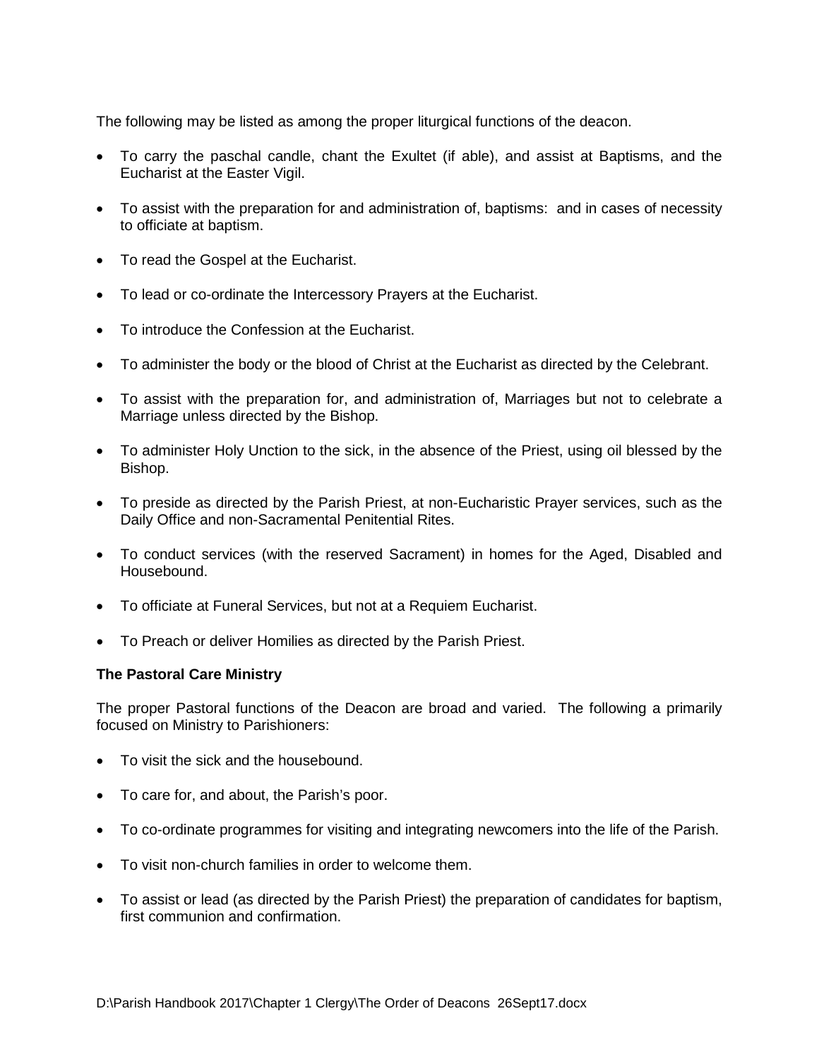The following may be listed as among the proper liturgical functions of the deacon.

- To carry the paschal candle, chant the Exultet (if able), and assist at Baptisms, and the Eucharist at the Easter Vigil.
- To assist with the preparation for and administration of, baptisms: and in cases of necessity to officiate at baptism.
- To read the Gospel at the Eucharist.
- To lead or co-ordinate the Intercessory Prayers at the Eucharist.
- To introduce the Confession at the Eucharist.
- To administer the body or the blood of Christ at the Eucharist as directed by the Celebrant.
- To assist with the preparation for, and administration of, Marriages but not to celebrate a Marriage unless directed by the Bishop.
- To administer Holy Unction to the sick, in the absence of the Priest, using oil blessed by the Bishop.
- To preside as directed by the Parish Priest, at non-Eucharistic Prayer services, such as the Daily Office and non-Sacramental Penitential Rites.
- To conduct services (with the reserved Sacrament) in homes for the Aged, Disabled and Housebound.
- To officiate at Funeral Services, but not at a Requiem Eucharist.
- To Preach or deliver Homilies as directed by the Parish Priest.

**The Pastoral Care Ministry**

The proper Pastoral functions of the Deacon are broad and varied. The following a primarily focused on Ministry to Parishioners:

- To visit the sick and the housebound.
- To care for, and about, the Parish's poor.
- To co-ordinate programmes for visiting and integrating newcomers into the life of the Parish.
- To visit non-church families in order to welcome them.
- To assist or lead (as directed by the Parish Priest) the preparation of candidates for baptism, first communion and confirmation.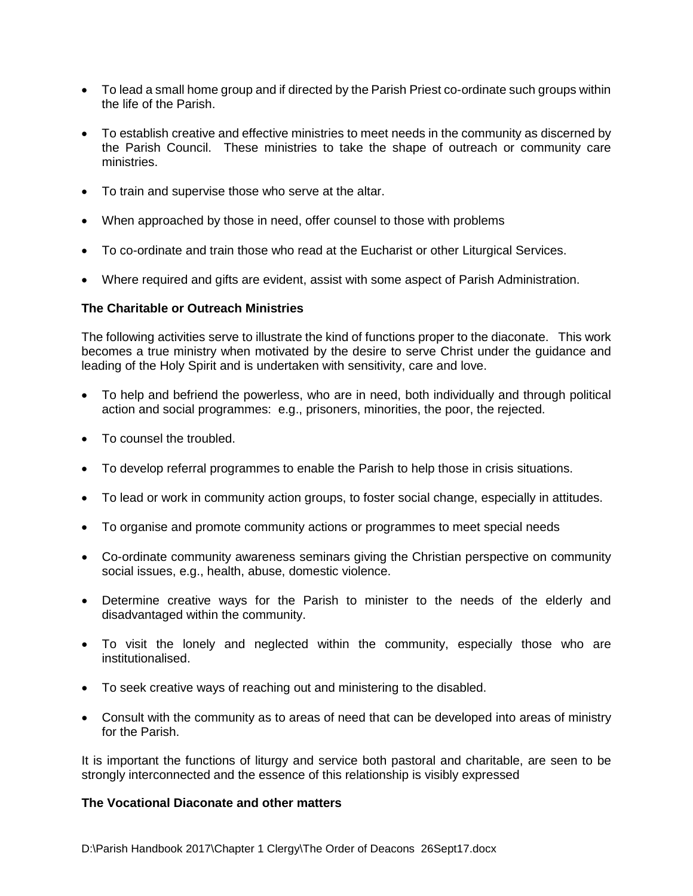- To lead a small home group and if directed by the Parish Priest co-ordinate such groups within the life of the Parish.

- To establish creative and effective ministries to meet needs in the community as discerned by the Parish Council. These ministries to take the shape of outreach or community care ministries.

- To train and supervise those who serve at the altar.

- When approached by those in need, offer counsel to those with problems

- To co-ordinate and train those who read at the Eucharist or other Liturgical Services.

- Where required and gifts are evident, assist with some aspect of Parish Administration.

**The Charitable or Outreach Ministries**

The following activities serve to illustrate the kind of functions proper to the diaconate. This work becomes a true ministry when motivated by the desire to serve Christ under the guidance and leading of the Holy Spirit and is undertaken with sensitivity, care and love.

- To help and befriend the powerless, who are in need, both individually and through political action and social programmes: e.g., prisoners, minorities, the poor, the rejected.

- To counsel the troubled.

- To develop referral programmes to enable the Parish to help those in crisis situations.

- To lead or work in community action groups, to foster social change, especially in attitudes.

- To organise and promote community actions or programmes to meet special needs

- Co-ordinate community awareness seminars giving the Christian perspective on community social issues, e.g., health, abuse, domestic violence.

- Determine creative ways for the Parish to minister to the needs of the elderly and disadvantaged within the community.

- To visit the lonely and neglected within the community, especially those who are institutionalised.

- To seek creative ways of reaching out and ministering to the disabled.

- Consult with the community as to areas of need that can be developed into areas of ministry for the Parish.

It is important the functions of liturgy and service both pastoral and charitable, are seen to be strongly interconnected and the essence of this relationship is visibly expressed

**The Vocational Diaconate and other matters**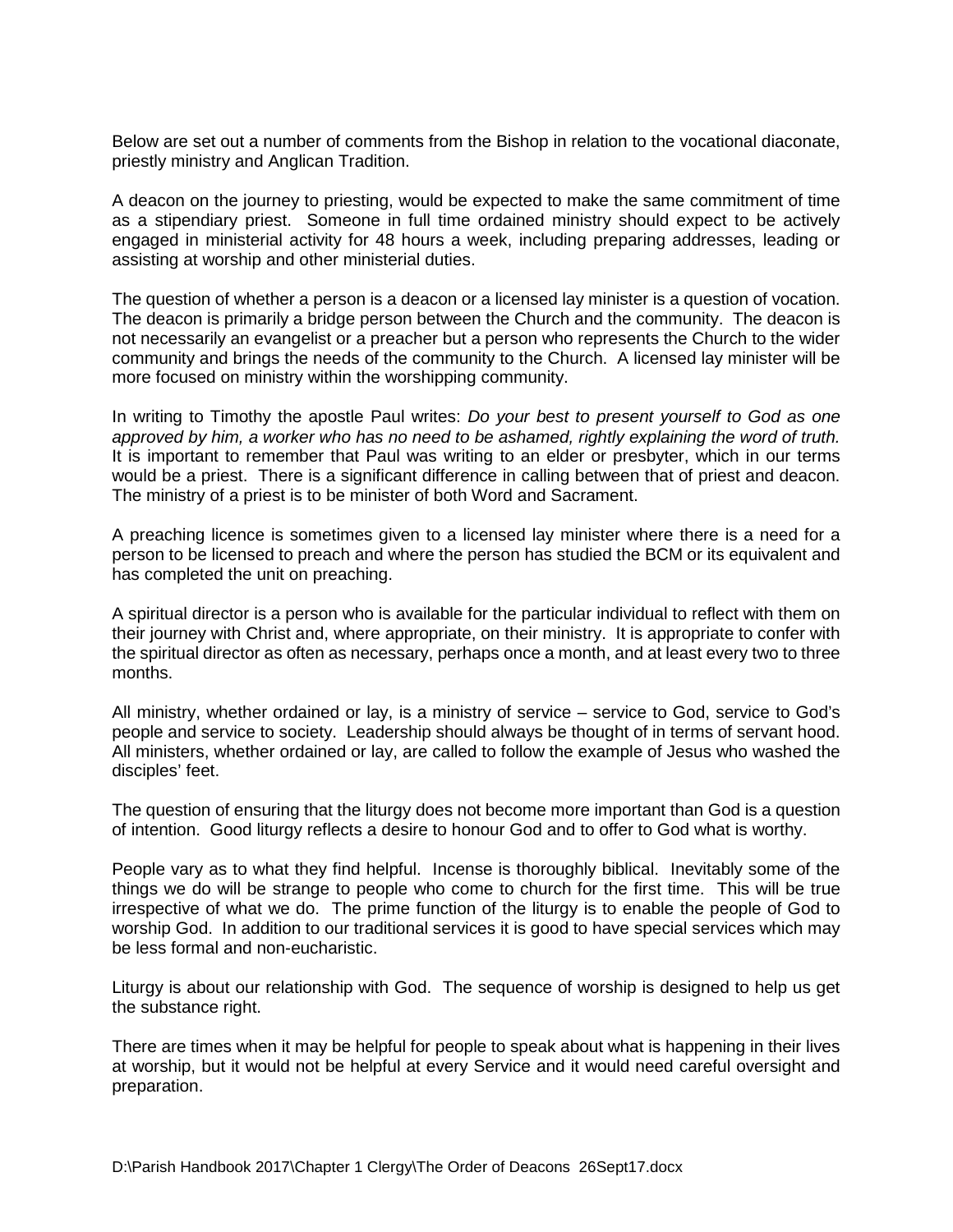Below are set out a number of comments from the Bishop in relation to the vocational diaconate, priestly ministry and Anglican Tradition.

A deacon on the journey to priesting, would be expected to make the same commitment of time as a stipendiary priest. Someone in full time ordained ministry should expect to be actively engaged in ministerial activity for 48 hours a week, including preparing addresses, leading or assisting at worship and other ministerial duties.

The question of whether a person is a deacon or a licensed lay minister is a question of vocation. The deacon is primarily a bridge person between the Church and the community. The deacon is not necessarily an evangelist or a preacher but a person who represents the Church to the wider community and brings the needs of the community to the Church. A licensed lay minister will be more focused on ministry within the worshipping community.

In writing to Timothy the apostle Paul writes: *Do your best to present yourself to God as one approved by him, a worker who has no need to be ashamed, rightly explaining the word of truth.* It is important to remember that Paul was writing to an elder or presbyter, which in our terms would be a priest. There is a significant difference in calling between that of priest and deacon. The ministry of a priest is to be minister of both Word and Sacrament.

A preaching licence is sometimes given to a licensed lay minister where there is a need for a person to be licensed to preach and where the person has studied the BCM or its equivalent and has completed the unit on preaching.

A spiritual director is a person who is available for the particular individual to reflect with them on their journey with Christ and, where appropriate, on their ministry. It is appropriate to confer with the spiritual director as often as necessary, perhaps once a month, and at least every two to three months.

All ministry, whether ordained or lay, is a ministry of service – service to God, service to God's people and service to society. Leadership should always be thought of in terms of servant hood. All ministers, whether ordained or lay, are called to follow the example of Jesus who washed the disciples' feet.

The question of ensuring that the liturgy does not become more important than God is a question of intention. Good liturgy reflects a desire to honour God and to offer to God what is worthy.

People vary as to what they find helpful. Incense is thoroughly biblical. Inevitably some of the things we do will be strange to people who come to church for the first time. This will be true irrespective of what we do. The prime function of the liturgy is to enable the people of God to worship God. In addition to our traditional services it is good to have special services which may be less formal and non-eucharistic.

Liturgy is about our relationship with God. The sequence of worship is designed to help us get the substance right.

There are times when it may be helpful for people to speak about what is happening in their lives at worship, but it would not be helpful at every Service and it would need careful oversight and preparation.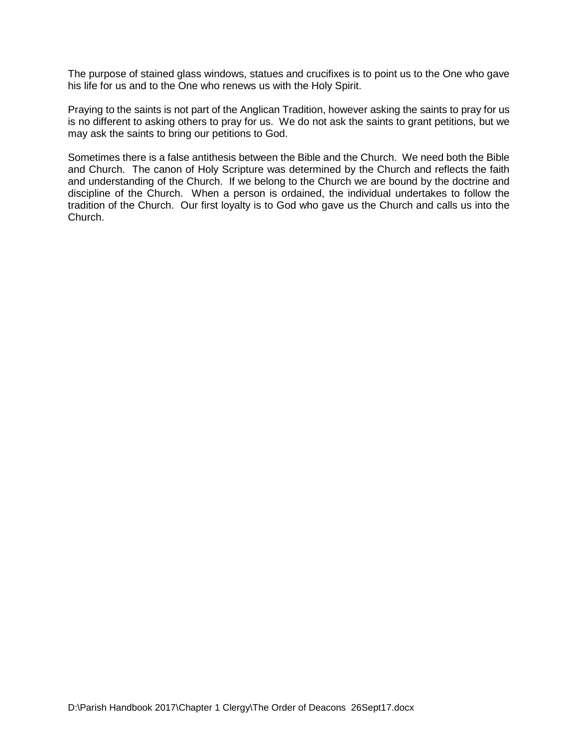The purpose of stained glass windows, statues and crucifixes is to point us to the One who gave his life for us and to the One who renews us with the Holy Spirit.

Praying to the saints is not part of the Anglican Tradition, however asking the saints to pray for us is no different to asking others to pray for us. We do not ask the saints to grant petitions, but we may ask the saints to bring our petitions to God.

Sometimes there is a false antithesis between the Bible and the Church. We need both the Bible and Church. The canon of Holy Scripture was determined by the Church and reflects the faith and understanding of the Church. If we belong to the Church we are bound by the doctrine and discipline of the Church. When a person is ordained, the individual undertakes to follow the tradition of the Church. Our first loyalty is to God who gave us the Church and calls us into the Church.